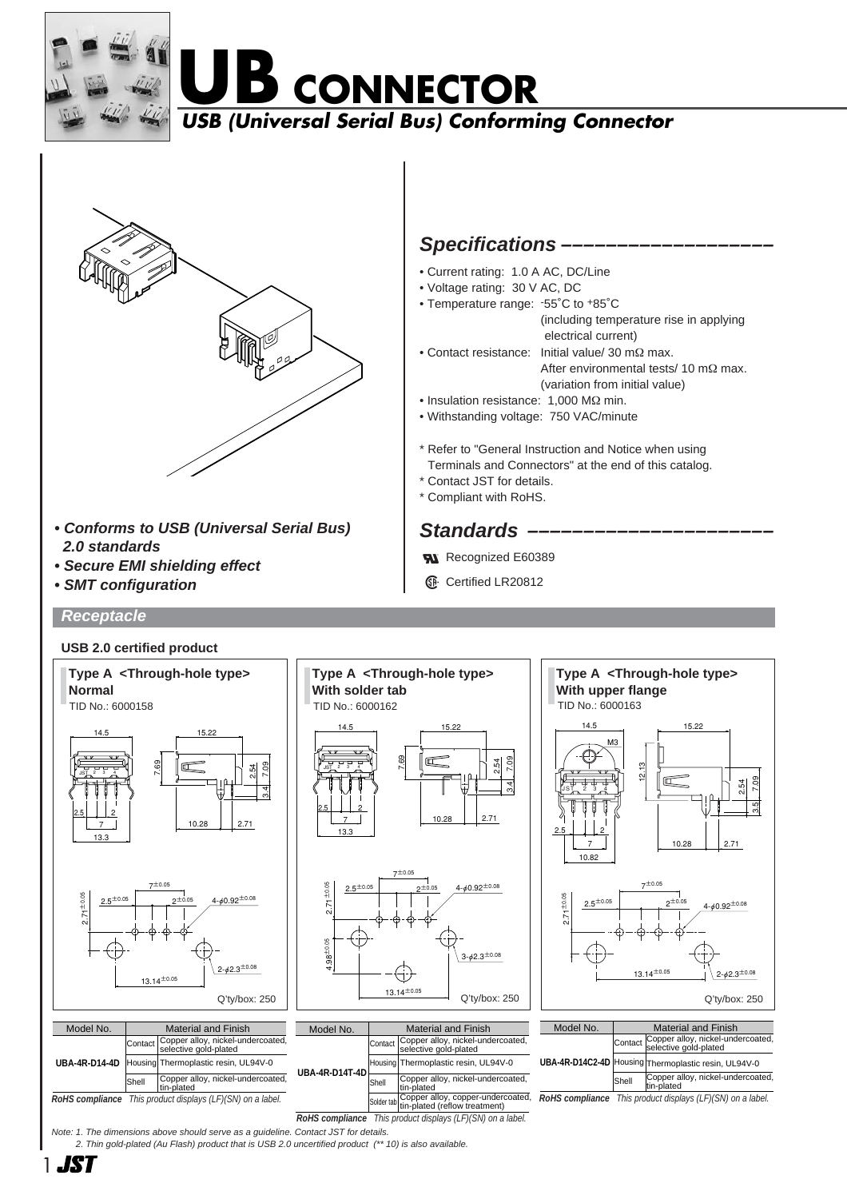# UB CONNECTOR

## USB (Universal Serial Bus) Conforming Connector

- ***Conforms to USB (Universal Serial Bus) 2.0 standards***
- ***Secure EMI shielding effect***
- ***SMT configuration***

## Specifications

- Current rating: 1.0 A AC, DC/Line
- Voltage rating: 30 V AC, DC
- Temperature range: -55˚C to +85˚C (including temperature rise in applying electrical current)
- Contact resistance: Initial value/ 30 mΩ max. After environmental tests/ 10 mΩ max. (variation from initial value)
- Insulation resistance: 1,000 MΩ min.
- Withstanding voltage: 750 VAC/minute

\* Refer to "General Instruction and Notice when using Terminals and Connectors" at the end of this catalog.
\* Contact JST for details.
\* Compliant with RoHS.

## Standards

UL Recognized E60389

CSA Certified LR20812

## Receptacle

**USB 2.0 certified product**

### Type A <Through-hole type> Normal

TID No.: 6000158

Q'ty/box: 250

| Model No. | Material and Finish | |
|---|---|---|
| UBA-4R-D14-4D | Contact | Copper alloy, nickel-undercoated, selective gold-plated |
| | Housing | Thermoplastic resin, UL94V-0 |
| | Shell | Copper alloy, nickel-undercoated, tin-plated |

*RoHS compliance This product displays (LF)(SN) on a label.*

### Type A <Through-hole type> With solder tab

TID No.: 6000162

Q'ty/box: 250

| Model No. | Material and Finish | |
|---|---|---|
| UBA-4R-D14T-4D | Contact | Copper alloy, nickel-undercoated, selective gold-plated |
| | Housing | Thermoplastic resin, UL94V-0 |
| | Shell | Copper alloy, nickel-undercoated, tin-plated |
| | Solder tab | Copper alloy, copper-undercoated, tin-plated (reflow treatment) |

*RoHS compliance This product displays (LF)(SN) on a label.*

### Type A <Through-hole type> With upper flange

TID No.: 6000163

Q'ty/box: 250

| Model No. | Material and Finish | |
|---|---|---|
| UBA-4R-D14C2-4D | Contact | Copper alloy, nickel-undercoated, selective gold-plated |
| | Housing | Thermoplastic resin, UL94V-0 |
| | Shell | Copper alloy, nickel-undercoated, tin-plated |

*RoHS compliance This product displays (LF)(SN) on a label.*

*Note: 1. The dimensions above should serve as a guideline. Contact JST for details.*
*2. Thin gold-plated (Au Flash) product that is USB 2.0 uncertified product (\*\* 10) is also available.*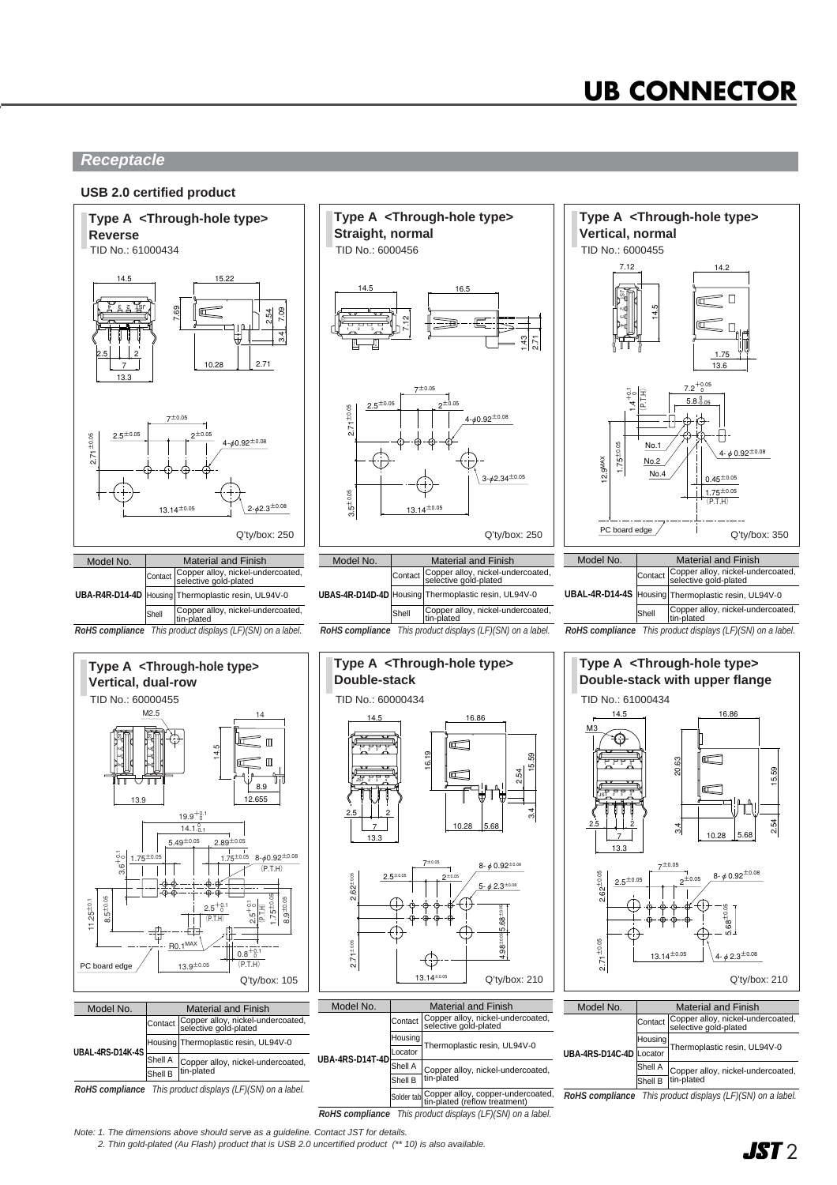# UB CONNECTOR

## Receptacle

**USB 2.0 certified product**

### Type A <Through-hole type> Reverse

TID No.: 61000434

Q'ty/box: 250

| Model No. | | Material and Finish |
|---|---|---|
| UBA-R4R-D14-4D | Contact | Copper alloy, nickel-undercoated, selective gold-plated |
| | Housing | Thermoplastic resin, UL94V-0 |
| | Shell | Copper alloy, nickel-undercoated, tin-plated |

*RoHS compliance This product displays (LF)(SN) on a label.*

### Type A <Through-hole type> Straight, normal

TID No.: 6000456

Q'ty/box: 250

| Model No. | | Material and Finish |
|---|---|---|
| UBAS-4R-D14D-4D | Contact | Copper alloy, nickel-undercoated, selective gold-plated |
| | Housing | Thermoplastic resin, UL94V-0 |
| | Shell | Copper alloy, nickel-undercoated, tin-plated |

*RoHS compliance This product displays (LF)(SN) on a label.*

### Type A <Through-hole type> Vertical, normal

TID No.: 6000455

Q'ty/box: 350

| Model No. | | Material and Finish |
|---|---|---|
| UBAL-4R-D14-4S | Contact | Copper alloy, nickel-undercoated, selective gold-plated |
| | Housing | Thermoplastic resin, UL94V-0 |
| | Shell | Copper alloy, nickel-undercoated, tin-plated |

*RoHS compliance This product displays (LF)(SN) on a label.*

### Type A <Through-hole type> Vertical, dual-row

TID No.: 60000455

Q'ty/box: 105

| Model No. | | Material and Finish |
|---|---|---|
| UBAL-4RS-D14K-4S | Contact | Copper alloy, nickel-undercoated, selective gold-plated |
| | Housing | Thermoplastic resin, UL94V-0 |
| | Shell A | Copper alloy, nickel-undercoated, tin-plated |
| | Shell B | |

*RoHS compliance This product displays (LF)(SN) on a label.*

### Type A <Through-hole type> Double-stack

TID No.: 60000434

Q'ty/box: 210

| Model No. | | Material and Finish |
|---|---|---|
| UBA-4RS-D14T-4D | Contact | Copper alloy, nickel-undercoated, selective gold-plated |
| | Housing | Thermoplastic resin, UL94V-0 |
| | Locator | |
| | Shell A | Copper alloy, nickel-undercoated, tin-plated |
| | Shell B | |
| | Solder tab | Copper alloy, copper-undercoated, tin-plated (reflow treatment) |

*RoHS compliance This product displays (LF)(SN) on a label.*

### Type A <Through-hole type> Double-stack with upper flange

TID No.: 61000434

Q'ty/box: 210

| Model No. | | Material and Finish |
|---|---|---|
| UBA-4RS-D14C-4D | Contact | Copper alloy, nickel-undercoated, selective gold-plated |
| | Housing | Thermoplastic resin, UL94V-0 |
| | Locator | |
| | Shell A | Copper alloy, nickel-undercoated, tin-plated |
| | Shell B | |

*RoHS compliance This product displays (LF)(SN) on a label.*

*Note: 1. The dimensions above should serve as a guideline. Contact JST for details.*
*2. Thin gold-plated (Au Flash) product that is USB 2.0 uncertified product (** 10) is also available.*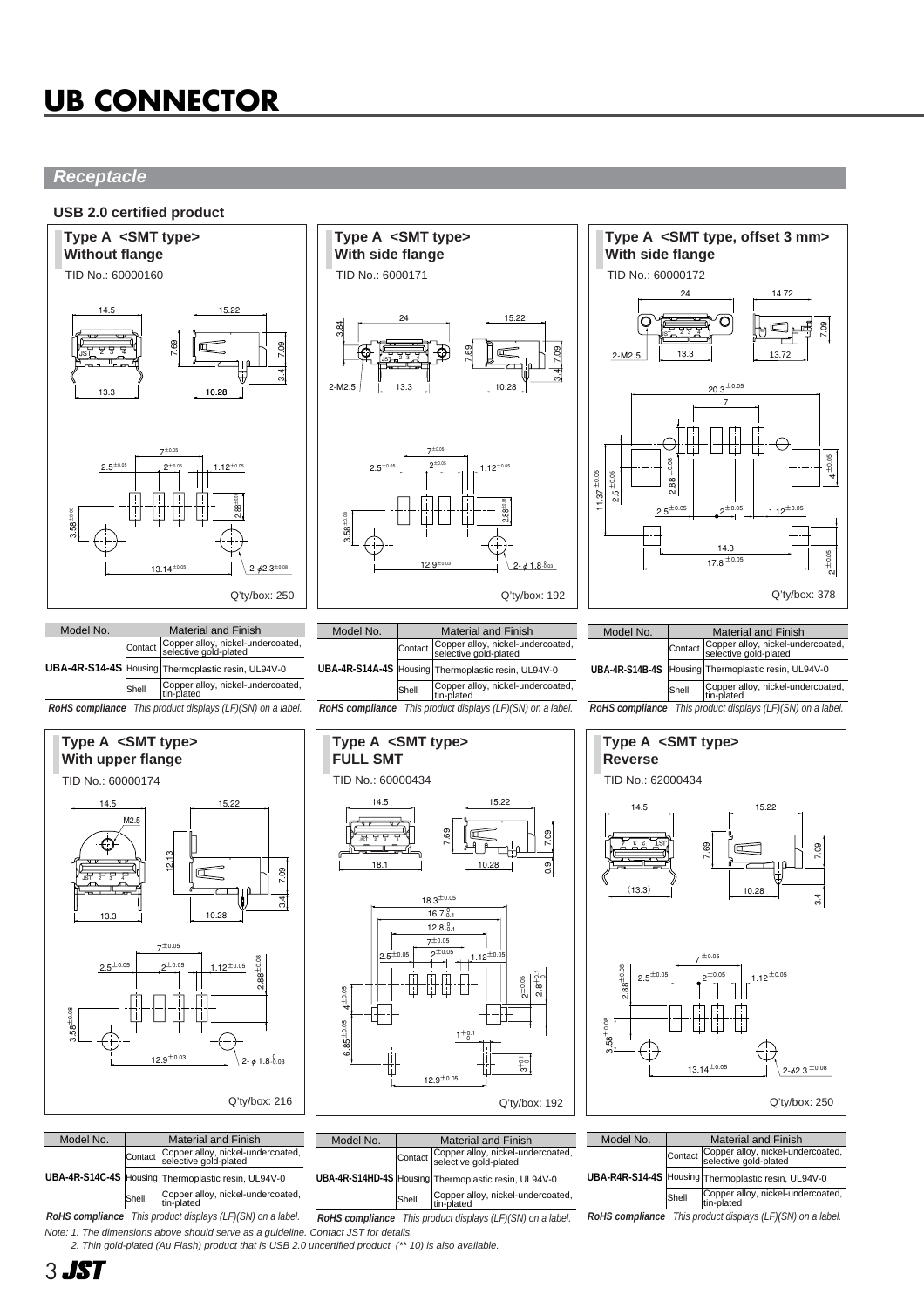# UB CONNECTOR

## Receptacle

### USB 2.0 certified product

#### Type A <SMT type> Without flange

TID No.: 60000160

Q'ty/box: 250

| Model No. | Material and Finish | |
|---|---|---|
| UBA-4R-S14-4S | Contact | Copper alloy, nickel-undercoated, selective gold-plated |
| | Housing | Thermoplastic resin, UL94V-0 |
| | Shell | Copper alloy, nickel-undercoated, tin-plated |

***RoHS compliance*** *This product displays (LF)(SN) on a label.*

#### Type A <SMT type> With side flange

TID No.: 6000171

Q'ty/box: 192

| Model No. | Material and Finish | |
|---|---|---|
| UBA-4R-S14A-4S | Contact | Copper alloy, nickel-undercoated, selective gold-plated |
| | Housing | Thermoplastic resin, UL94V-0 |
| | Shell | Copper alloy, nickel-undercoated, tin-plated |

***RoHS compliance*** *This product displays (LF)(SN) on a label.*

#### Type A <SMT type, offset 3 mm> With side flange

TID No.: 60000172

Q'ty/box: 378

| Model No. | Material and Finish | |
|---|---|---|
| UBA-4R-S14B-4S | Contact | Copper alloy, nickel-undercoated, selective gold-plated |
| | Housing | Thermoplastic resin, UL94V-0 |
| | Shell | Copper alloy, nickel-undercoated, tin-plated |

***RoHS compliance*** *This product displays (LF)(SN) on a label.*

#### Type A <SMT type> With upper flange

TID No.: 60000174

Q'ty/box: 216

| Model No. | Material and Finish | |
|---|---|---|
| UBA-4R-S14C-4S | Contact | Copper alloy, nickel-undercoated, selective gold-plated |
| | Housing | Thermoplastic resin, UL94V-0 |
| | Shell | Copper alloy, nickel-undercoated, tin-plated |

***RoHS compliance*** *This product displays (LF)(SN) on a label.*

#### Type A <SMT type> FULL SMT

TID No.: 60000434

Q'ty/box: 192

| Model No. | Material and Finish | |
|---|---|---|
| UBA-4R-S14HD-4S | Contact | Copper alloy, nickel-undercoated, selective gold-plated |
| | Housing | Thermoplastic resin, UL94V-0 |
| | Shell | Copper alloy, nickel-undercoated, tin-plated |

***RoHS compliance*** *This product displays (LF)(SN) on a label.*

#### Type A <SMT type> Reverse

TID No.: 62000434

Q'ty/box: 250

| Model No. | Material and Finish | |
|---|---|---|
| UBA-R4R-S14-4S | Contact | Copper alloy, nickel-undercoated, selective gold-plated |
| | Housing | Thermoplastic resin, UL94V-0 |
| | Shell | Copper alloy, nickel-undercoated, tin-plated |

***RoHS compliance*** *This product displays (LF)(SN) on a label.*

*Note: 1. The dimensions above should serve as a guideline. Contact JST for details.*

*2. Thin gold-plated (Au Flash) product that is USB 2.0 uncertified product (** 10) is also available.*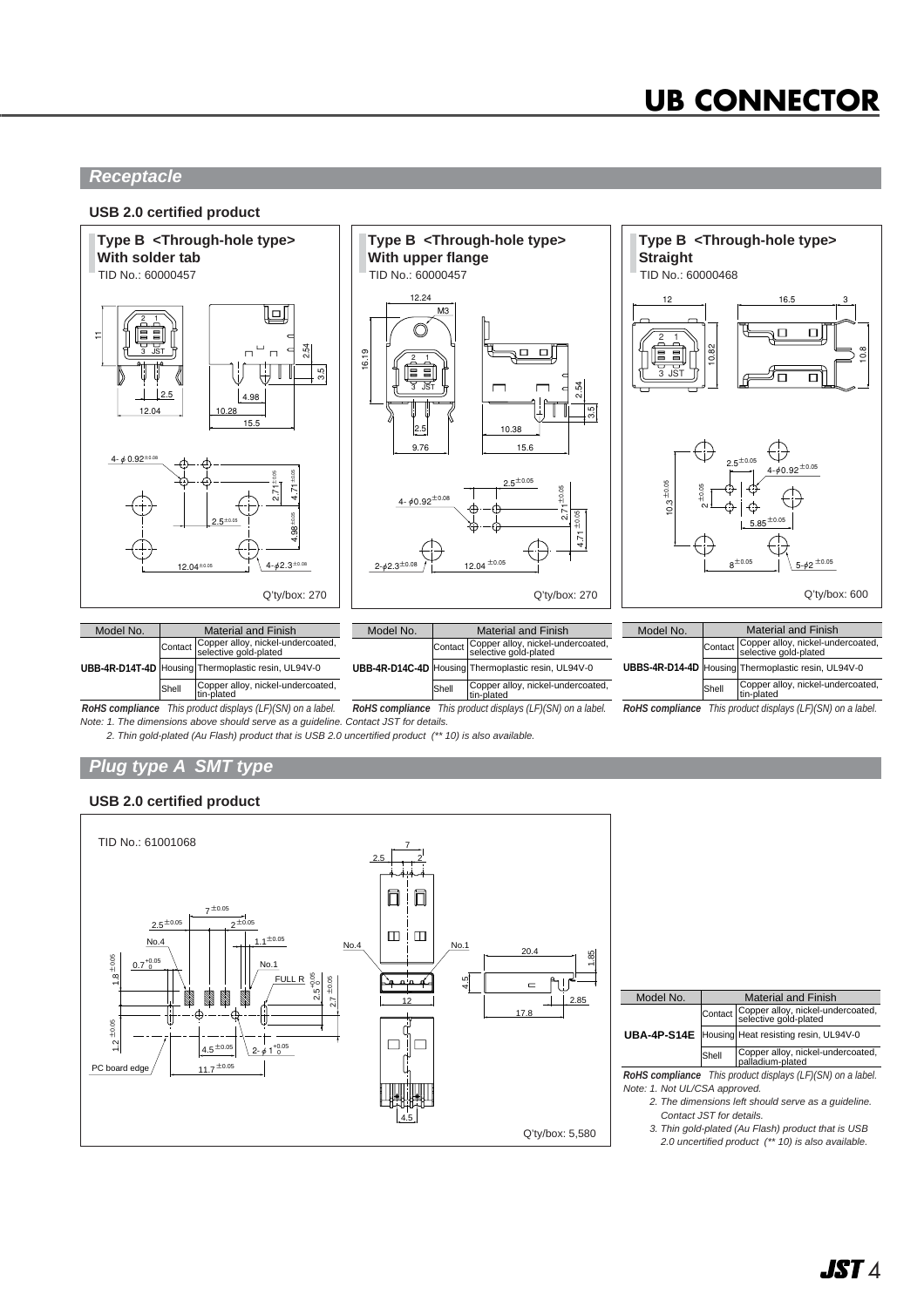# UB CONNECTOR

## Receptacle

### USB 2.0 certified product

**Type B <Through-hole type> With solder tab**

TID No.: 60000457

11
2 1
3 JST 4
2.5
12.04
2.54
3.5
4.98
10.28
15.5

4- ϕ 0.92 ±0.08
2.71 ±0.05
4.71 ±0.05
2.5 ±0.05
4.98 ±0.05
12.04 ±0.05
4- ϕ 2.3 ±0.08

Q'ty/box: 270

**Type B <Through-hole type> With upper flange**

TID No.: 60000457

12.24
M3
16.19
2 1
3 JST
2.54
3.5
2.5
10.38
9.76
15.6

2.5 ±0.05
4- ϕ 0.92 ±0.08
2.71 ±0.05
4.71 ±0.05
2- ϕ 2.3 ±0.08
12.04 ±0.05

Q'ty/box: 270

**Type B <Through-hole type> Straight**

TID No.: 60000468

12
16.5
3
2 1
3 JST
10.82
10.8

2.5 ±0.05
4- ϕ 0.92 ±0.05
10.3 ±0.05
2 ±0.05
5.85 ±0.05
8 ±0.05
5- ϕ 2 ±0.05

Q'ty/box: 600

| Model No. | Material and Finish | |
|---|---|---|
| UBB-4R-D14T-4D | Contact | Copper alloy, nickel-undercoated, selective gold-plated |
| | Housing | Thermoplastic resin, UL94V-0 |
| | Shell | Copper alloy, nickel-undercoated, tin-plated |

***RoHS compliance*** *This product displays (LF)(SN) on a label.*

| Model No. | Material and Finish | |
|---|---|---|
| UBB-4R-D14C-4D | Contact | Copper alloy, nickel-undercoated, selective gold-plated |
| | Housing | Thermoplastic resin, UL94V-0 |
| | Shell | Copper alloy, nickel-undercoated, tin-plated |

***RoHS compliance*** *This product displays (LF)(SN) on a label.*

| Model No. | Material and Finish | |
|---|---|---|
| UBBS-4R-D14-4D | Contact | Copper alloy, nickel-undercoated, selective gold-plated |
| | Housing | Thermoplastic resin, UL94V-0 |
| | Shell | Copper alloy, nickel-undercoated, tin-plated |

***RoHS compliance*** *This product displays (LF)(SN) on a label.*

*Note: 1. The dimensions above should serve as a guideline. Contact JST for details.*

*2. Thin gold-plated (Au Flash) product that is USB 2.0 uncertified product (\*\* 10) is also available.*

## Plug type A SMT type

### USB 2.0 certified product

TID No.: 61001068

7 ±0.05
2.5 ±0.05
2 ±0.05
No.4
1.1 ±0.05
1.8 ±0.05
0.7 +0.05/0
No.1
FULL R
2.5 +0.05/0
2.7 ±0.05
1.2 ±0.05
4.5 ±0.05
2- ϕ 1 +0.05/0
PC board edge
11.7 ±0.05

7
2.5
2
No.4
No.1
12
20.4
1.85
4.5
2.85
17.8
4.5

Q'ty/box: 5,580

| Model No. | Material and Finish | |
|---|---|---|
| UBA-4P-S14E | Contact | Copper alloy, nickel-undercoated, selective gold-plated |
| | Housing | Heat resisting resin, UL94V-0 |
| | Shell | Copper alloy, nickel-undercoated, palladium-plated |

***RoHS compliance*** *This product displays (LF)(SN) on a label.*

*Note: 1. Not UL/CSA approved.*

*2. The dimensions left should serve as a guideline. Contact JST for details.*

*3. Thin gold-plated (Au Flash) product that is USB 2.0 uncertified product (\*\* 10) is also available.*